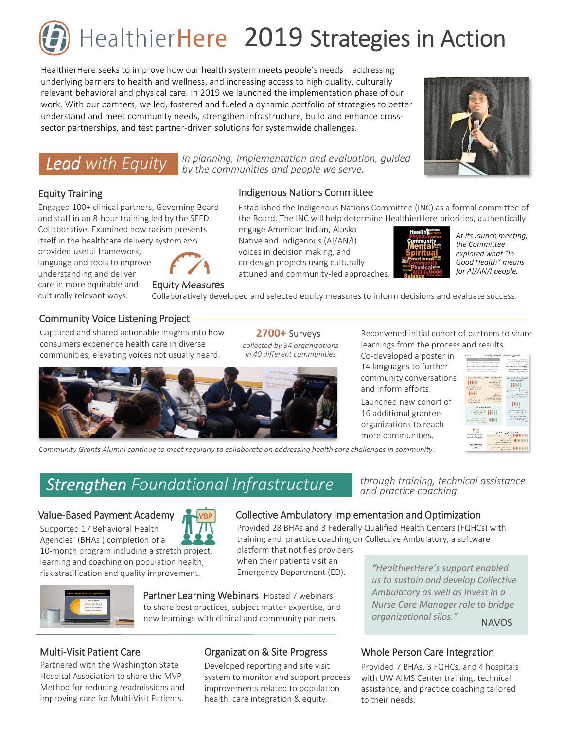# HealthierHere 2019 Strategies in Action

HealthierHere seeks to improve how our health system meets people's needs – addressing underlying barriers to health and wellness, and increasing access to high quality, culturally relevant behavioral and physical care. In 2019 we launched the implementation phase of our work. With our partners, we led, fostered and fueled a dynamic portfolio of strategies to better understand and meet community needs, strengthen infrastructure, build and enhance cross-sector partnerships, and test partner-driven solutions for systemwide challenges.

## Lead with Equity

*in planning, implementation and evaluation, guided by the communities and people we serve.*

### Equity Training

Engaged 100+ clinical partners, Governing Board and staff in an 8-hour training led by the SEED Collaborative. Examined how racism presents itself in the healthcare delivery system and provided useful framework, language and tools to improve understanding and deliver care in more equitable and culturally relevant ways.

### Indigenous Nations Committee

Established the Indigenous Nations Committee (INC) as a formal committee of the Board. The INC will help determine HealthierHere priorities, authentically engage American Indian, Alaska Native and Indigenous (AI/AN/I) voices in decision making, and co-design projects using culturally attuned and community-led approaches.

*At its launch meeting, the Committee explored what "In Good Health" means for AI/AN/I people.*

### Equity Measures

Collaboratively developed and selected equity measures to inform decisions and evaluate success.

### Community Voice Listening Project

Captured and shared actionable insights into how consumers experience health care in diverse communities, elevating voices not usually heard.

**2700+** Surveys
*collected by 34 organizations in 40 different communities*

Reconvened initial cohort of partners to share learnings from the process and results.

Co-developed a poster in 14 languages to further community conversations and inform efforts.

Launched new cohort of 16 additional grantee organizations to reach more communities.

*Community Grants Alumni continue to meet regularly to collaborate on addressing health care challenges in community.*

## Strengthen Foundational Infrastructure

*through training, technical assistance and practice coaching.*

### Value-Based Payment Academy

Supported 17 Behavioral Health Agencies' (BHAs') completion of a 10-month program including a stretch project, learning and coaching on population health, risk stratification and quality improvement.

### Collective Ambulatory Implementation and Optimization

Provided 28 BHAs and 3 Federally Qualified Health Centers (FQHCs) with training and practice coaching on Collective Ambulatory, a software platform that notifies providers when their patients visit an Emergency Department (ED).

> *"HealthierHere's support enabled us to sustain and develop Collective Ambulatory as well as invest in a Nurse Care Manager role to bridge organizational silos."*
>
> NAVOS

### Partner Learning Webinars

Hosted 7 webinars to share best practices, subject matter expertise, and new learnings with clinical and community partners.

### Multi-Visit Patient Care

Partnered with the Washington State Hospital Association to share the MVP Method for reducing readmissions and improving care for Multi-Visit Patients.

### Organization & Site Progress

Developed reporting and site visit system to monitor and support process improvements related to population health, care integration & equity.

### Whole Person Care Integration

Provided 7 BHAs, 3 FQHCs, and 4 hospitals with UW AIMS Center training, technical assistance, and practice coaching tailored to their needs.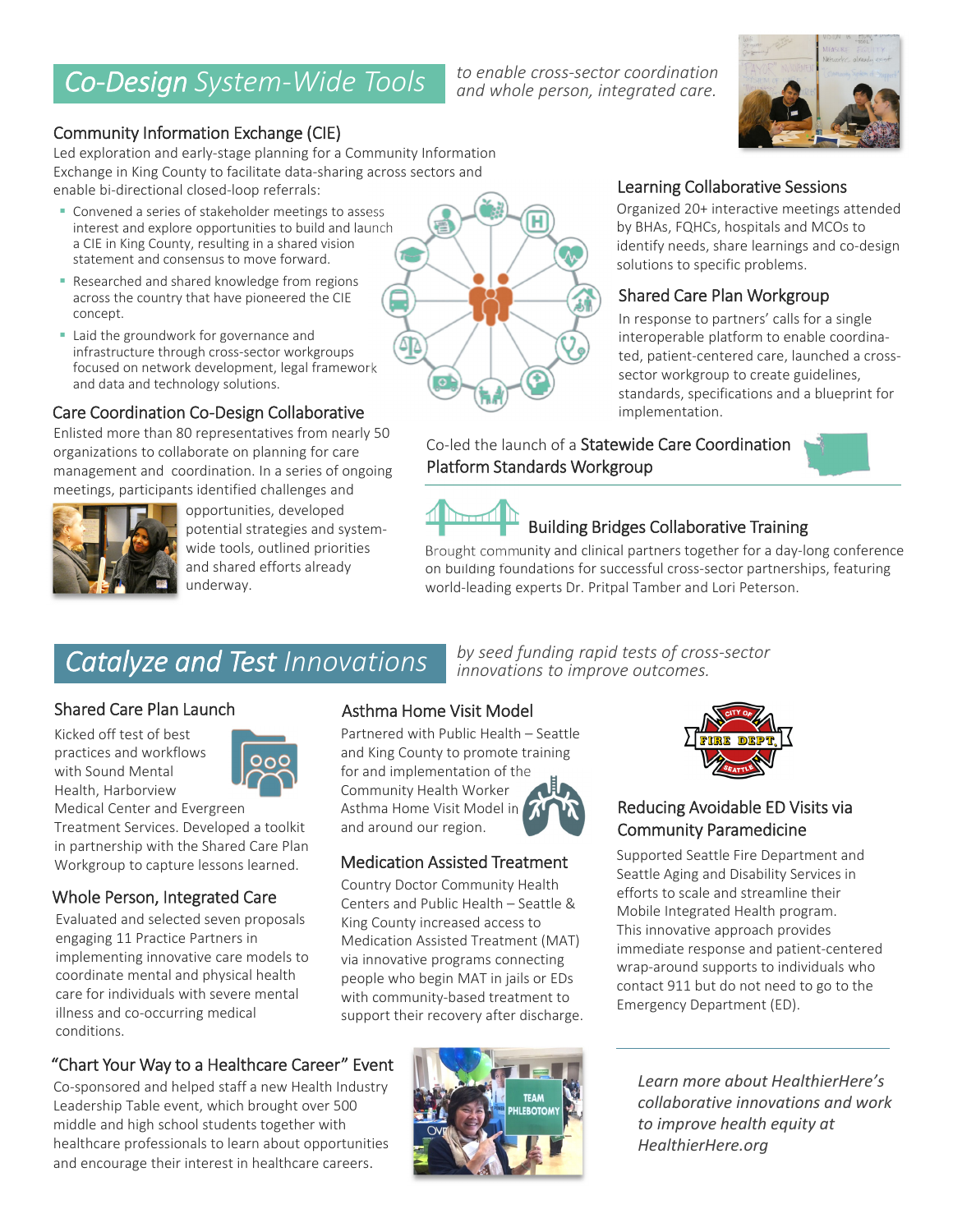## *Co-Design* System-Wide Tools

*to enable cross-sector coordination and whole person, integrated care.*

### Community Information Exchange (CIE)

Led exploration and early-stage planning for a Community Information Exchange in King County to facilitate data-sharing across sectors and enable bi-directional closed-loop referrals:

- Convened a series of stakeholder meetings to assess interest and explore opportunities to build and launch a CIE in King County, resulting in a shared vision statement and consensus to move forward.
- Researched and shared knowledge from regions across the country that have pioneered the CIE concept.
- Laid the groundwork for governance and infrastructure through cross-sector workgroups focused on network development, legal framework and data and technology solutions.

### Care Coordination Co-Design Collaborative

Enlisted more than 80 representatives from nearly 50 organizations to collaborate on planning for care management and coordination. In a series of ongoing meetings, participants identified challenges and opportunities, developed potential strategies and system-wide tools, outlined priorities and shared efforts already underway.

### Learning Collaborative Sessions

Organized 20+ interactive meetings attended by BHAs, FQHCs, hospitals and MCOs to identify needs, share learnings and co-design solutions to specific problems.

### Shared Care Plan Workgroup

In response to partners' calls for a single interoperable platform to enable coordinated, patient-centered care, launched a cross-sector workgroup to create guidelines, standards, specifications and a blueprint for implementation.

Co-led the launch of a **Statewide Care Coordination Platform Standards Workgroup**

### Building Bridges Collaborative Training

Brought community and clinical partners together for a day-long conference on building foundations for successful cross-sector partnerships, featuring world-leading experts Dr. Pritpal Tamber and Lori Peterson.

## *Catalyze and Test* Innovations

*by seed funding rapid tests of cross-sector innovations to improve outcomes.*

### Shared Care Plan Launch

Kicked off test of best practices and workflows with Sound Mental Health, Harborview Medical Center and Evergreen Treatment Services. Developed a toolkit in partnership with the Shared Care Plan Workgroup to capture lessons learned.

### Whole Person, Integrated Care

Evaluated and selected seven proposals engaging 11 Practice Partners in implementing innovative care models to coordinate mental and physical health care for individuals with severe mental illness and co-occurring medical conditions.

### Asthma Home Visit Model

Partnered with Public Health – Seattle and King County to promote training for and implementation of the Community Health Worker Asthma Home Visit Model in and around our region.

### Medication Assisted Treatment

Country Doctor Community Health Centers and Public Health – Seattle & King County increased access to Medication Assisted Treatment (MAT) via innovative programs connecting people who begin MAT in jails or EDs with community-based treatment to support their recovery after discharge.

### Reducing Avoidable ED Visits via Community Paramedicine

Supported Seattle Fire Department and Seattle Aging and Disability Services in efforts to scale and streamline their Mobile Integrated Health program. This innovative approach provides immediate response and patient-centered wrap-around supports to individuals who contact 911 but do not need to go to the Emergency Department (ED).

### "Chart Your Way to a Healthcare Career" Event

Co-sponsored and helped staff a new Health Industry Leadership Table event, which brought over 500 middle and high school students together with healthcare professionals to learn about opportunities and encourage their interest in healthcare careers.

*Learn more about HealthierHere's collaborative innovations and work to improve health equity at HealthierHere.org*